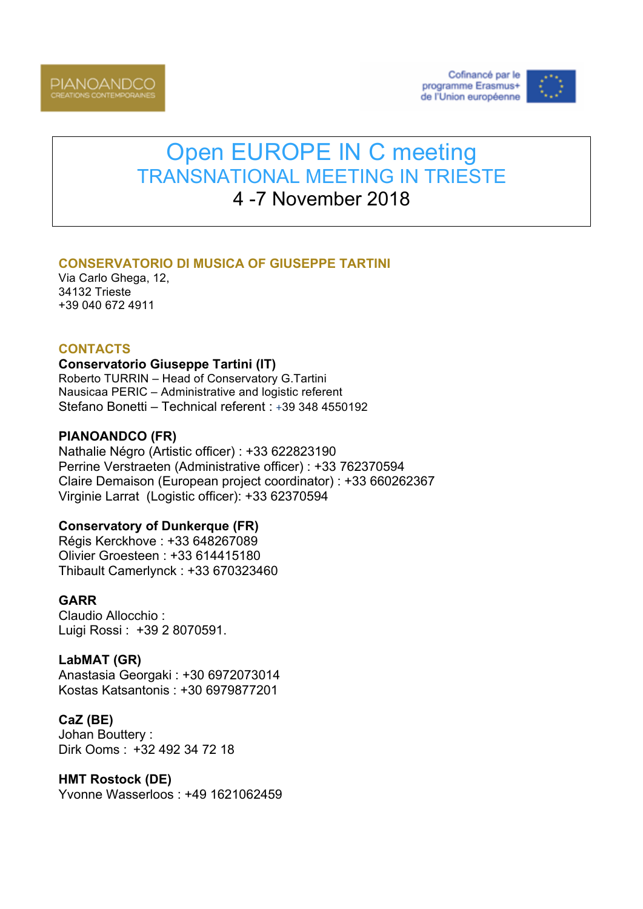PIANOANDCO
CREATIONS CONTEMPORAINES

Cofinancé par le programme Erasmus+ de l'Union européenne

# Open EUROPE IN C meeting
## TRANSNATIONAL MEETING IN TRIESTE
### 4 -7 November 2018

## CONSERVATORIO DI MUSICA OF GIUSEPPE TARTINI

Via Carlo Ghega, 12,
34132 Trieste
+39 040 672 4911

## CONTACTS

**Conservatorio Giuseppe Tartini (IT)**
Roberto TURRIN – Head of Conservatory G.Tartini
Nausicaa PERIC – Administrative and logistic referent
Stefano Bonetti – Technical referent : +39 348 4550192

**PIANOANDCO (FR)**
Nathalie Négro (Artistic officer) : +33 622823190
Perrine Verstraeten (Administrative officer) : +33 762370594
Claire Demaison (European project coordinator) : +33 660262367
Virginie Larrat (Logistic officer): +33 62370594

**Conservatory of Dunkerque (FR)**
Régis Kerckhove : +33 648267089
Olivier Groesteen : +33 614415180
Thibault Camerlynck : +33 670323460

**GARR**
Claudio Allocchio :
Luigi Rossi : +39 2 8070591.

**LabMAT (GR)**
Anastasia Georgaki : +30 6972073014
Kostas Katsantonis : +30 6979877201

**CaZ (BE)**
Johan Bouttery :
Dirk Ooms : +32 492 34 72 18

**HMT Rostock (DE)**
Yvonne Wasserloos : +49 1621062459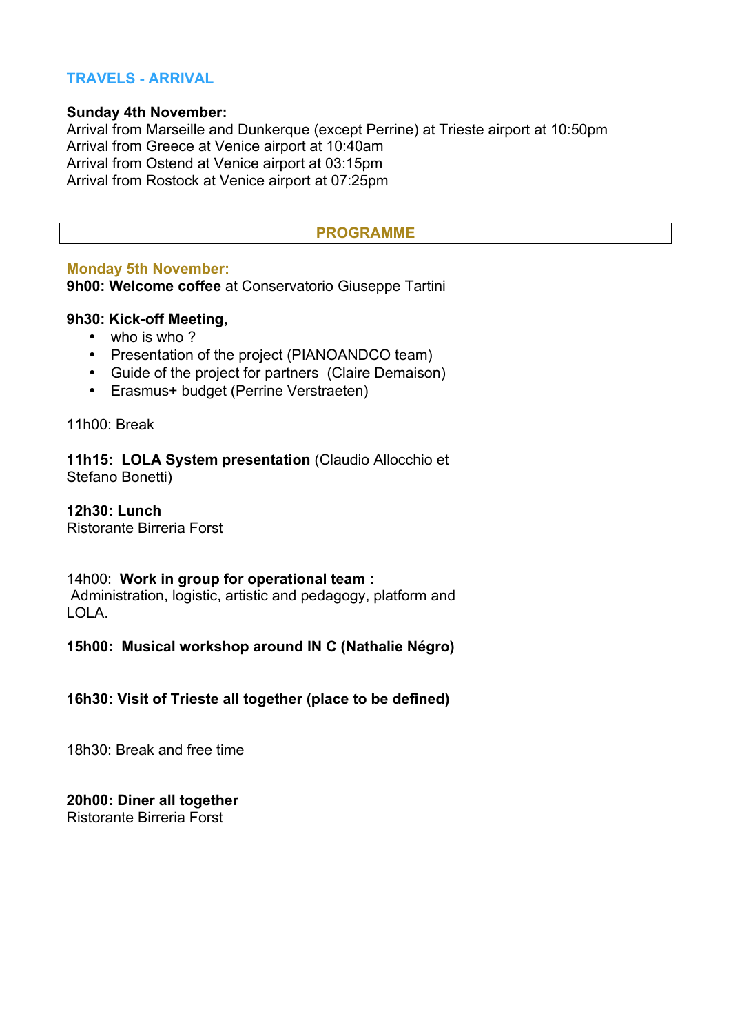## TRAVELS - ARRIVAL

**Sunday 4th November:**
Arrival from Marseille and Dunkerque (except Perrine) at Trieste airport at 10:50pm
Arrival from Greece at Venice airport at 10:40am
Arrival from Ostend at Venice airport at 03:15pm
Arrival from Rostock at Venice airport at 07:25pm

## PROGRAMME

### Monday 5th November:

**9h00: Welcome coffee** at Conservatorio Giuseppe Tartini

**9h30: Kick-off Meeting,**

- who is who ?
- Presentation of the project (PIANOANDCO team)
- Guide of the project for partners (Claire Demaison)
- Erasmus+ budget (Perrine Verstraeten)

11h00: Break

**11h15: LOLA System presentation** (Claudio Allocchio et Stefano Bonetti)

**12h30: Lunch**
Ristorante Birreria Forst

14h00: **Work in group for operational team :**
Administration, logistic, artistic and pedagogy, platform and LOLA.

**15h00: Musical workshop around IN C (Nathalie Négro)**

**16h30: Visit of Trieste all together (place to be defined)**

18h30: Break and free time

**20h00: Diner all together**
Ristorante Birreria Forst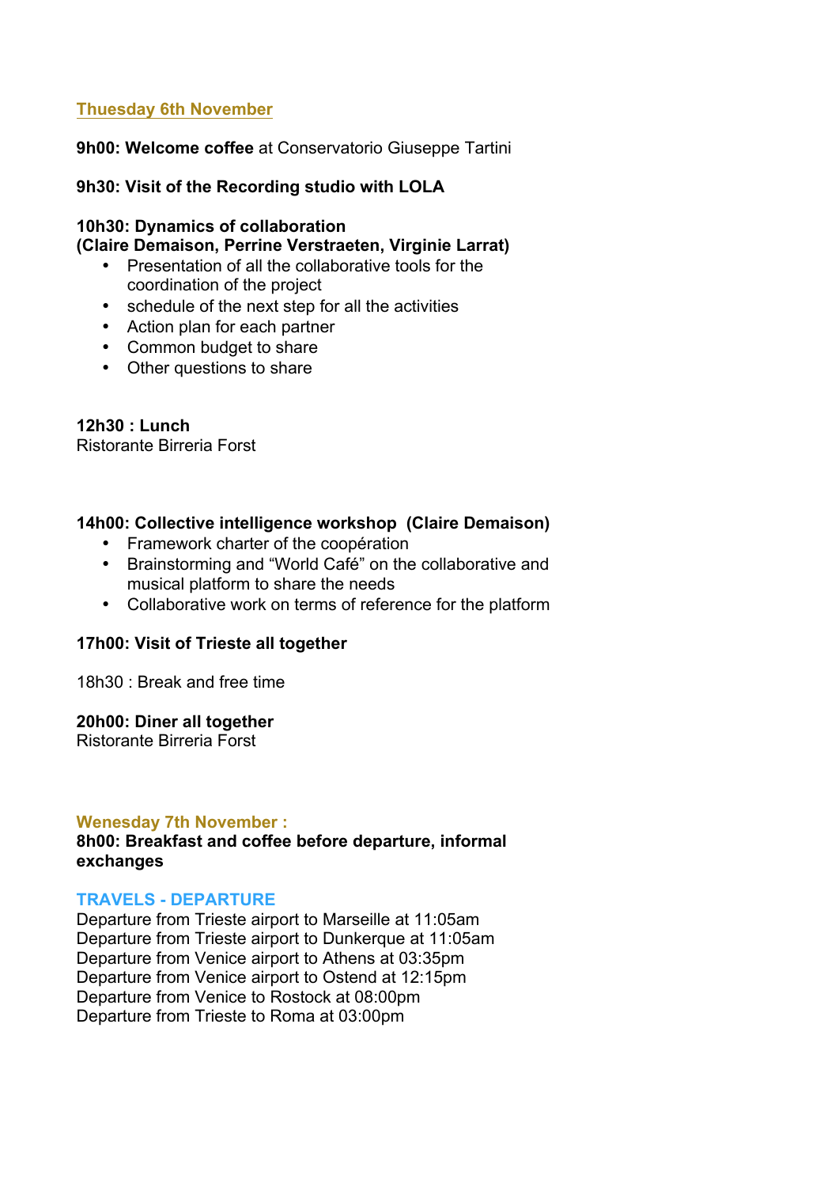## Thuesday 6th November

**9h00: Welcome coffee** at Conservatorio Giuseppe Tartini

**9h30: Visit of the Recording studio with LOLA**

**10h30: Dynamics of collaboration**
**(Claire Demaison, Perrine Verstraeten, Virginie Larrat)**

- Presentation of all the collaborative tools for the coordination of the project
- schedule of the next step for all the activities
- Action plan for each partner
- Common budget to share
- Other questions to share

**12h30 : Lunch**
Ristorante Birreria Forst

**14h00: Collective intelligence workshop (Claire Demaison)**

- Framework charter of the coopération
- Brainstorming and "World Café" on the collaborative and musical platform to share the needs
- Collaborative work on terms of reference for the platform

**17h00: Visit of Trieste all together**

18h30 : Break and free time

**20h00: Diner all together**
Ristorante Birreria Forst

## Wenesday 7th November :

**8h00: Breakfast and coffee before departure, informal exchanges**

### TRAVELS - DEPARTURE

Departure from Trieste airport to Marseille at 11:05am
Departure from Trieste airport to Dunkerque at 11:05am
Departure from Venice airport to Athens at 03:35pm
Departure from Venice airport to Ostend at 12:15pm
Departure from Venice to Rostock at 08:00pm
Departure from Trieste to Roma at 03:00pm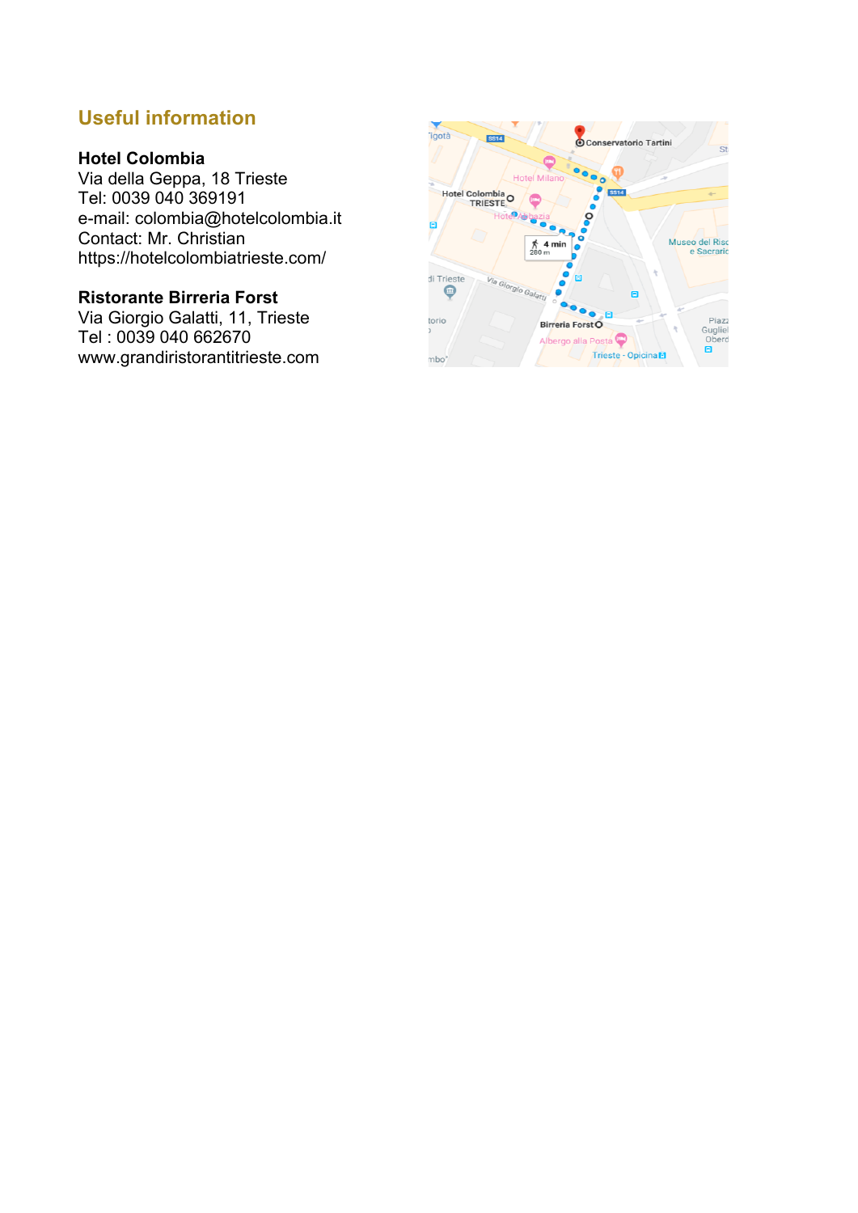## Useful information

**Hotel Colombia**
Via della Geppa, 18 Trieste
Tel: 0039 040 369191
e-mail: colombia@hotelcolombia.it
Contact: Mr. Christian
https://hotelcolombiatrieste.com/

**Ristorante Birreria Forst**
Via Giorgio Galatti, 11, Trieste
Tel : 0039 040 662670
www.grandiristorantitrieste.com